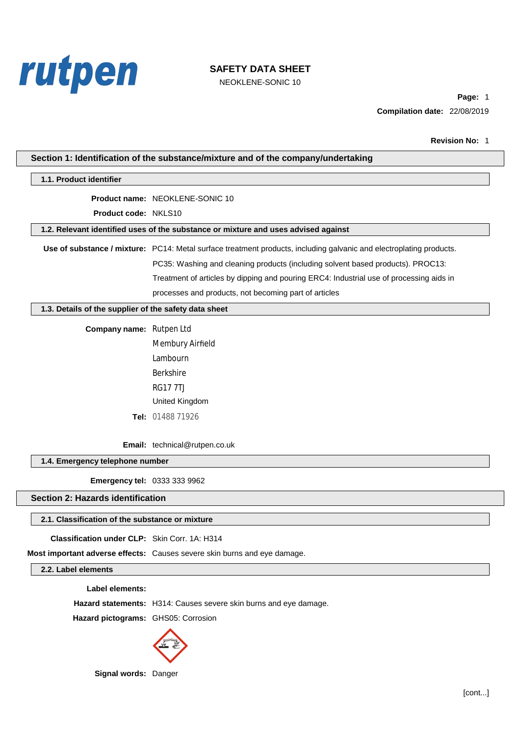rutpen

# SAFETY DATA SHEET

NEOKLENE-SONIC 10

**Compilation date:** 22/08/2019

**Revision No:** 1

## Section 1: Identification of the substance/mixture and of the company/undertaking

### 1.1. Product identifier

**Product name:** NEOKLENE-SONIC 10

**Product code:** NKLS10

### 1.2. Relevant identified uses of the substance or mixture and uses advised against

**Use of substance / mixture:** PC14: Metal surface treatment products, including galvanic and electroplating products. PC35: Washing and cleaning products (including solvent based products). PROC13: Treatment of articles by dipping and pouring ERC4: Industrial use of processing aids in processes and products, not becoming part of articles

### 1.3. Details of the supplier of the safety data sheet

**Company name:** Rutpen Ltd
Membury Airfield
Lambourn
Berkshire
RG17 7TJ
United Kingdom

**Tel:** 01488 71926

**Email:** technical@rutpen.co.uk

### 1.4. Emergency telephone number

**Emergency tel:** 0333 333 9962

## Section 2: Hazards identification

### 2.1. Classification of the substance or mixture

**Classification under CLP:** Skin Corr. 1A: H314

**Most important adverse effects:** Causes severe skin burns and eye damage.

### 2.2. Label elements

**Label elements:**

**Hazard statements:** H314: Causes severe skin burns and eye damage.

**Hazard pictograms:** GHS05: Corrosion

**Signal words:** Danger

[cont...]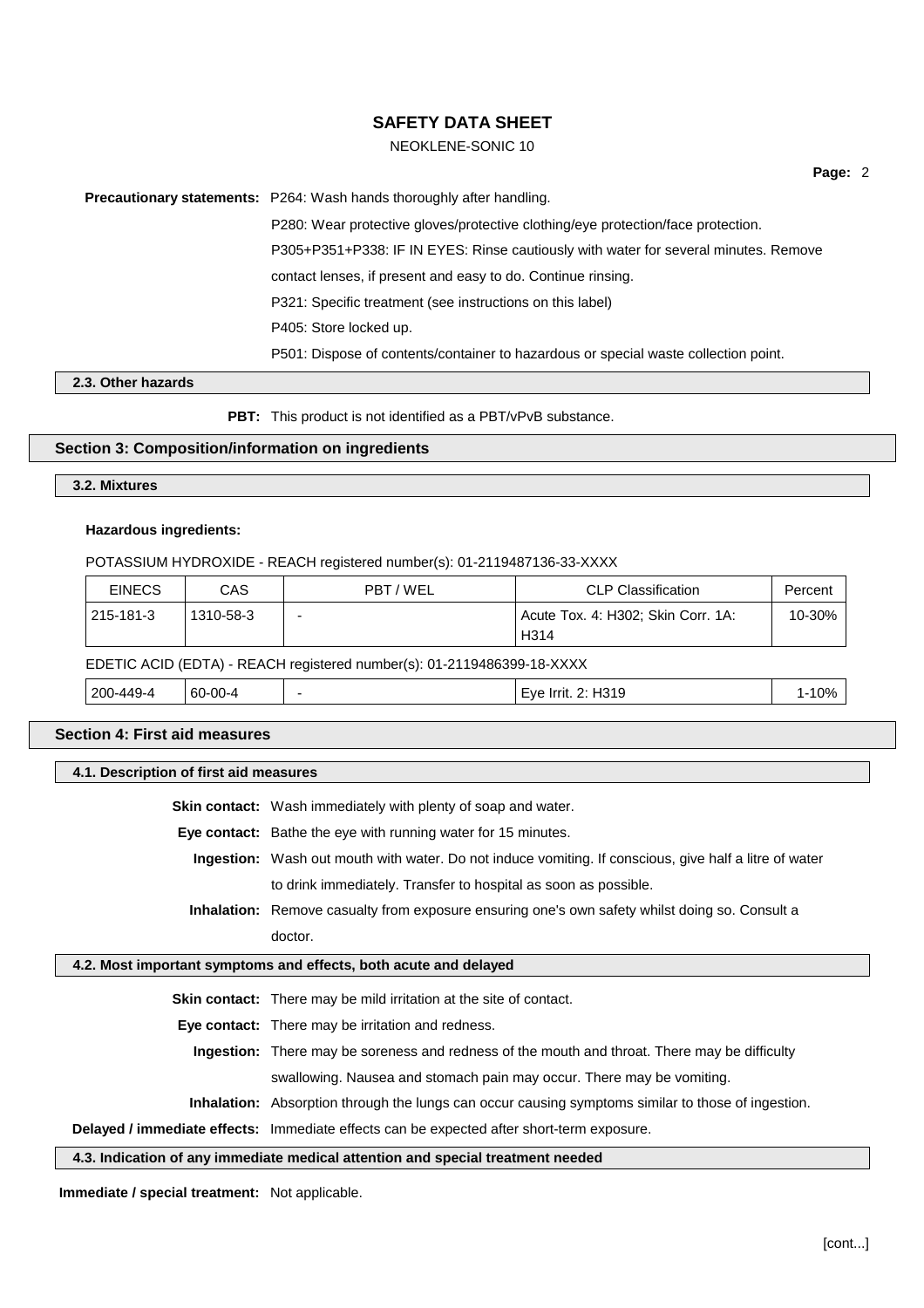**Precautionary statements:** P264: Wash hands thoroughly after handling.

P280: Wear protective gloves/protective clothing/eye protection/face protection.

P305+P351+P338: IF IN EYES: Rinse cautiously with water for several minutes. Remove contact lenses, if present and easy to do. Continue rinsing.

P321: Specific treatment (see instructions on this label)

P405: Store locked up.

P501: Dispose of contents/container to hazardous or special waste collection point.

### 2.3. Other hazards

**PBT:** This product is not identified as a PBT/vPvB substance.

## Section 3: Composition/information on ingredients

### 3.2. Mixtures

**Hazardous ingredients:**

POTASSIUM HYDROXIDE - REACH registered number(s): 01-2119487136-33-XXXX

| EINECS | CAS | PBT / WEL | CLP Classification | Percent |
|---|---|---|---|---|
| 215-181-3 | 1310-58-3 | - | Acute Tox. 4: H302; Skin Corr. 1A: H314 | 10-30% |

EDETIC ACID (EDTA) - REACH registered number(s): 01-2119486399-18-XXXX

| EINECS | CAS | PBT / WEL | CLP Classification | Percent |
|---|---|---|---|---|
| 200-449-4 | 60-00-4 | - | Eye Irrit. 2: H319 | 1-10% |

## Section 4: First aid measures

### 4.1. Description of first aid measures

**Skin contact:** Wash immediately with plenty of soap and water.

**Eye contact:** Bathe the eye with running water for 15 minutes.

**Ingestion:** Wash out mouth with water. Do not induce vomiting. If conscious, give half a litre of water to drink immediately. Transfer to hospital as soon as possible.

**Inhalation:** Remove casualty from exposure ensuring one's own safety whilst doing so. Consult a doctor.

### 4.2. Most important symptoms and effects, both acute and delayed

**Skin contact:** There may be mild irritation at the site of contact.

**Eye contact:** There may be irritation and redness.

**Ingestion:** There may be soreness and redness of the mouth and throat. There may be difficulty swallowing. Nausea and stomach pain may occur. There may be vomiting.

**Inhalation:** Absorption through the lungs can occur causing symptoms similar to those of ingestion.

**Delayed / immediate effects:** Immediate effects can be expected after short-term exposure.

### 4.3. Indication of any immediate medical attention and special treatment needed

**Immediate / special treatment:** Not applicable.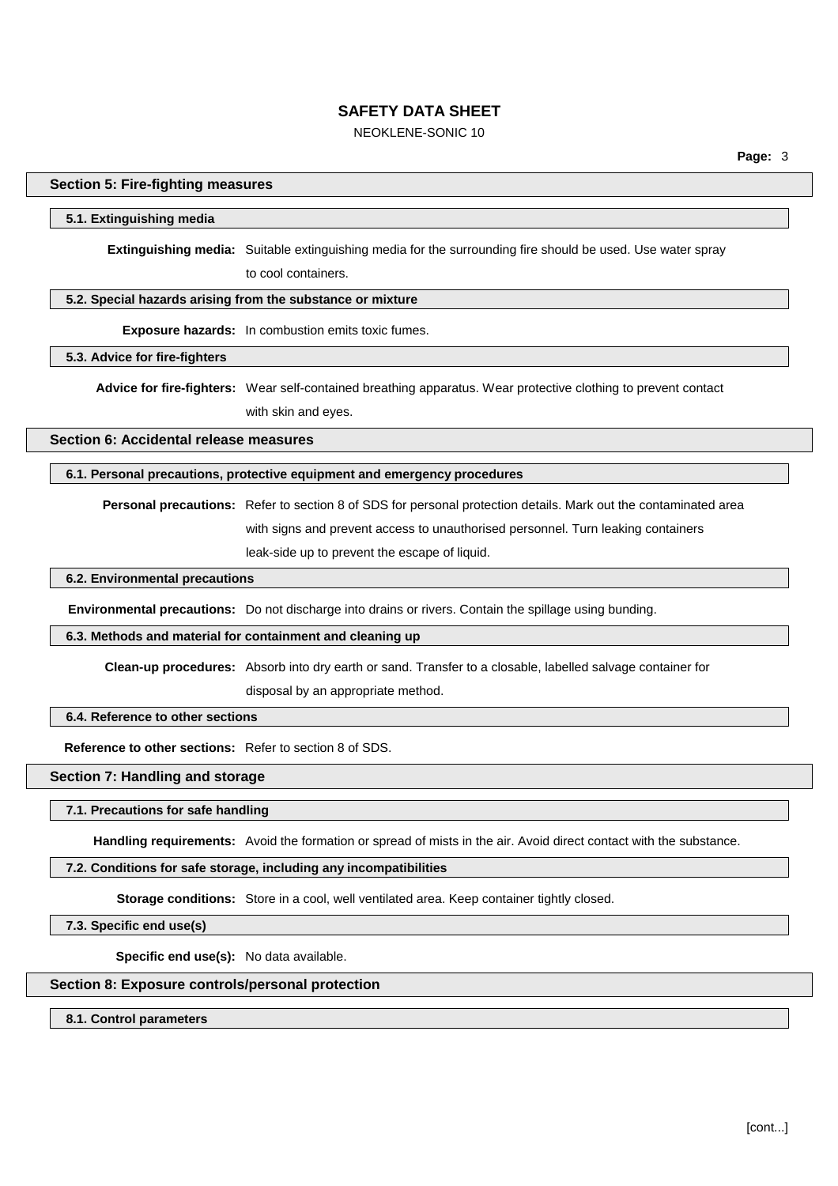## Section 5: Fire-fighting measures

### 5.1. Extinguishing media

**Extinguishing media:** Suitable extinguishing media for the surrounding fire should be used. Use water spray to cool containers.

### 5.2. Special hazards arising from the substance or mixture

**Exposure hazards:** In combustion emits toxic fumes.

### 5.3. Advice for fire-fighters

**Advice for fire-fighters:** Wear self-contained breathing apparatus. Wear protective clothing to prevent contact with skin and eyes.

## Section 6: Accidental release measures

### 6.1. Personal precautions, protective equipment and emergency procedures

**Personal precautions:** Refer to section 8 of SDS for personal protection details. Mark out the contaminated area with signs and prevent access to unauthorised personnel. Turn leaking containers leak-side up to prevent the escape of liquid.

### 6.2. Environmental precautions

**Environmental precautions:** Do not discharge into drains or rivers. Contain the spillage using bunding.

### 6.3. Methods and material for containment and cleaning up

**Clean-up procedures:** Absorb into dry earth or sand. Transfer to a closable, labelled salvage container for disposal by an appropriate method.

### 6.4. Reference to other sections

**Reference to other sections:** Refer to section 8 of SDS.

## Section 7: Handling and storage

### 7.1. Precautions for safe handling

**Handling requirements:** Avoid the formation or spread of mists in the air. Avoid direct contact with the substance.

### 7.2. Conditions for safe storage, including any incompatibilities

**Storage conditions:** Store in a cool, well ventilated area. Keep container tightly closed.

### 7.3. Specific end use(s)

**Specific end use(s):** No data available.

## Section 8: Exposure controls/personal protection

### 8.1. Control parameters

[cont...]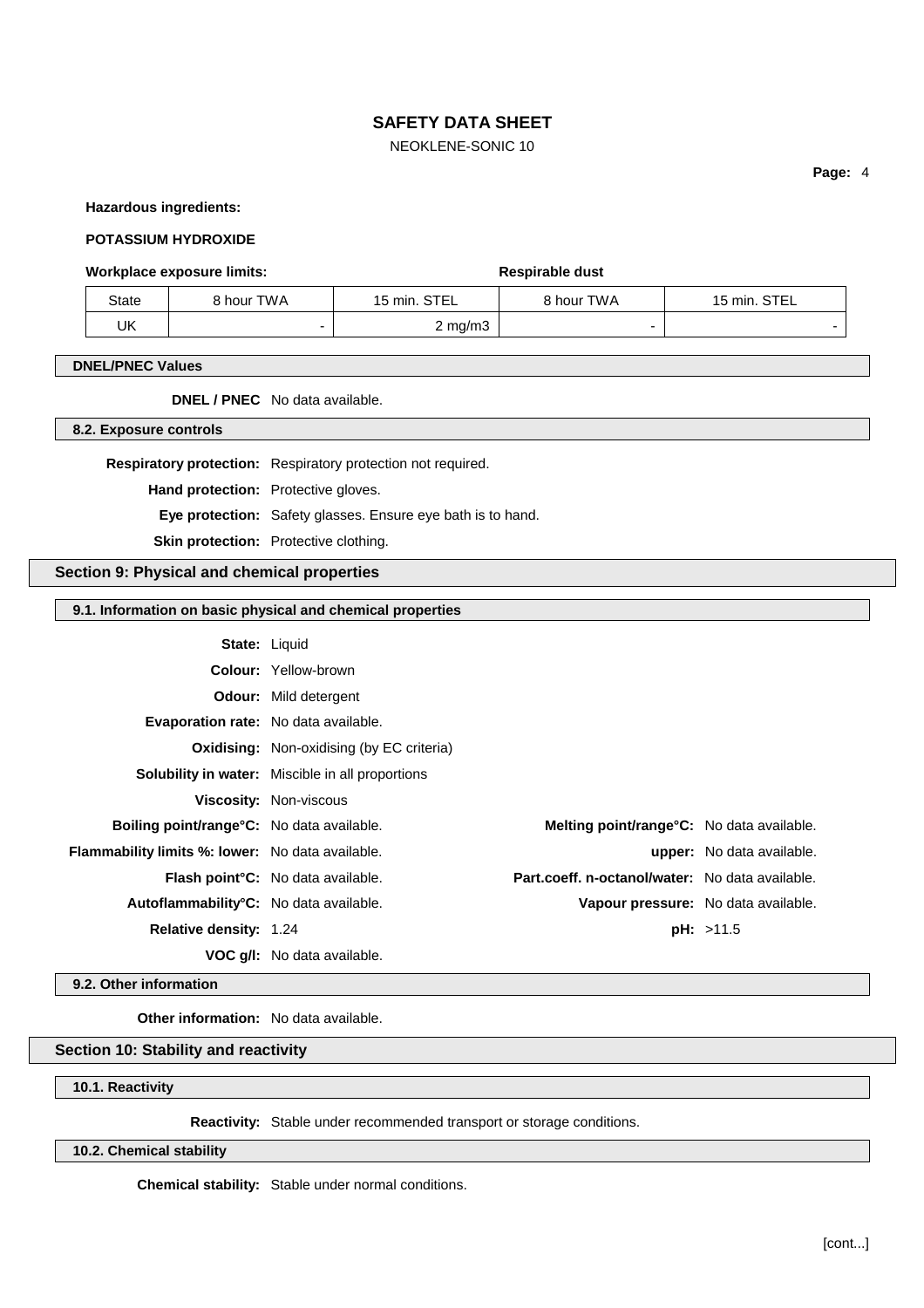**Hazardous ingredients:**

**POTASSIUM HYDROXIDE**

**Workplace exposure limits:** **Respirable dust**

| State | 8 hour TWA | 15 min. STEL | 8 hour TWA | 15 min. STEL |
|---|---|---|---|---|
| UK | - | 2 mg/m3 | - | - |

**DNEL/PNEC Values**

**DNEL / PNEC** No data available.

**8.2. Exposure controls**

**Respiratory protection:** Respiratory protection not required.

**Hand protection:** Protective gloves.

**Eye protection:** Safety glasses. Ensure eye bath is to hand.

**Skin protection:** Protective clothing.

## Section 9: Physical and chemical properties

**9.1. Information on basic physical and chemical properties**

**State:** Liquid

**Colour:** Yellow-brown

**Odour:** Mild detergent

**Evaporation rate:** No data available.

**Oxidising:** Non-oxidising (by EC criteria)

**Solubility in water:** Miscible in all proportions

**Viscosity:** Non-viscous

**Boiling point/range°C:** No data available.

**Melting point/range°C:** No data available.

**Flammability limits %: lower:** No data available.

**upper:** No data available.

**Flash point°C:** No data available.

**Part.coeff. n-octanol/water:** No data available.

**Autoflammability°C:** No data available.

**Vapour pressure:** No data available.

**Relative density:** 1.24

**pH:** >11.5

**VOC g/l:** No data available.

**9.2. Other information**

**Other information:** No data available.

## Section 10: Stability and reactivity

**10.1. Reactivity**

**Reactivity:** Stable under recommended transport or storage conditions.

**10.2. Chemical stability**

**Chemical stability:** Stable under normal conditions.

[cont...]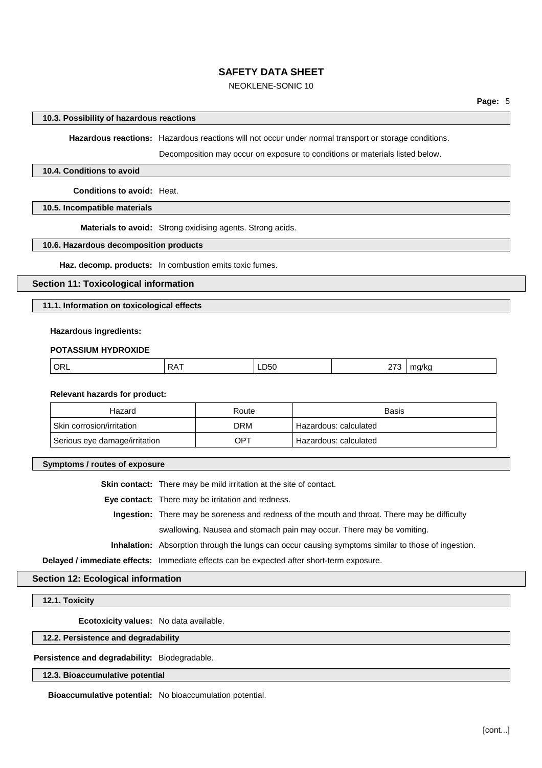#### 10.3. Possibility of hazardous reactions

**Hazardous reactions:** Hazardous reactions will not occur under normal transport or storage conditions.

Decomposition may occur on exposure to conditions or materials listed below.

#### 10.4. Conditions to avoid

**Conditions to avoid:** Heat.

#### 10.5. Incompatible materials

**Materials to avoid:** Strong oxidising agents. Strong acids.

#### 10.6. Hazardous decomposition products

**Haz. decomp. products:** In combustion emits toxic fumes.

## Section 11: Toxicological information

#### 11.1. Information on toxicological effects

**Hazardous ingredients:**

**POTASSIUM HYDROXIDE**

| ORL | RAT | LD50 | 273 | mg/kg |
|---|---|---|---|---|

**Relevant hazards for product:**

| Hazard | Route | Basis |
|---|---|---|
| Skin corrosion/irritation | DRM | Hazardous: calculated |
| Serious eye damage/irritation | OPT | Hazardous: calculated |

#### Symptoms / routes of exposure

**Skin contact:** There may be mild irritation at the site of contact.

**Eye contact:** There may be irritation and redness.

**Ingestion:** There may be soreness and redness of the mouth and throat. There may be difficulty swallowing. Nausea and stomach pain may occur. There may be vomiting.

**Inhalation:** Absorption through the lungs can occur causing symptoms similar to those of ingestion.

**Delayed / immediate effects:** Immediate effects can be expected after short-term exposure.

## Section 12: Ecological information

#### 12.1. Toxicity

**Ecotoxicity values:** No data available.

#### 12.2. Persistence and degradability

**Persistence and degradability:** Biodegradable.

#### 12.3. Bioaccumulative potential

**Bioaccumulative potential:** No bioaccumulation potential.

[cont...]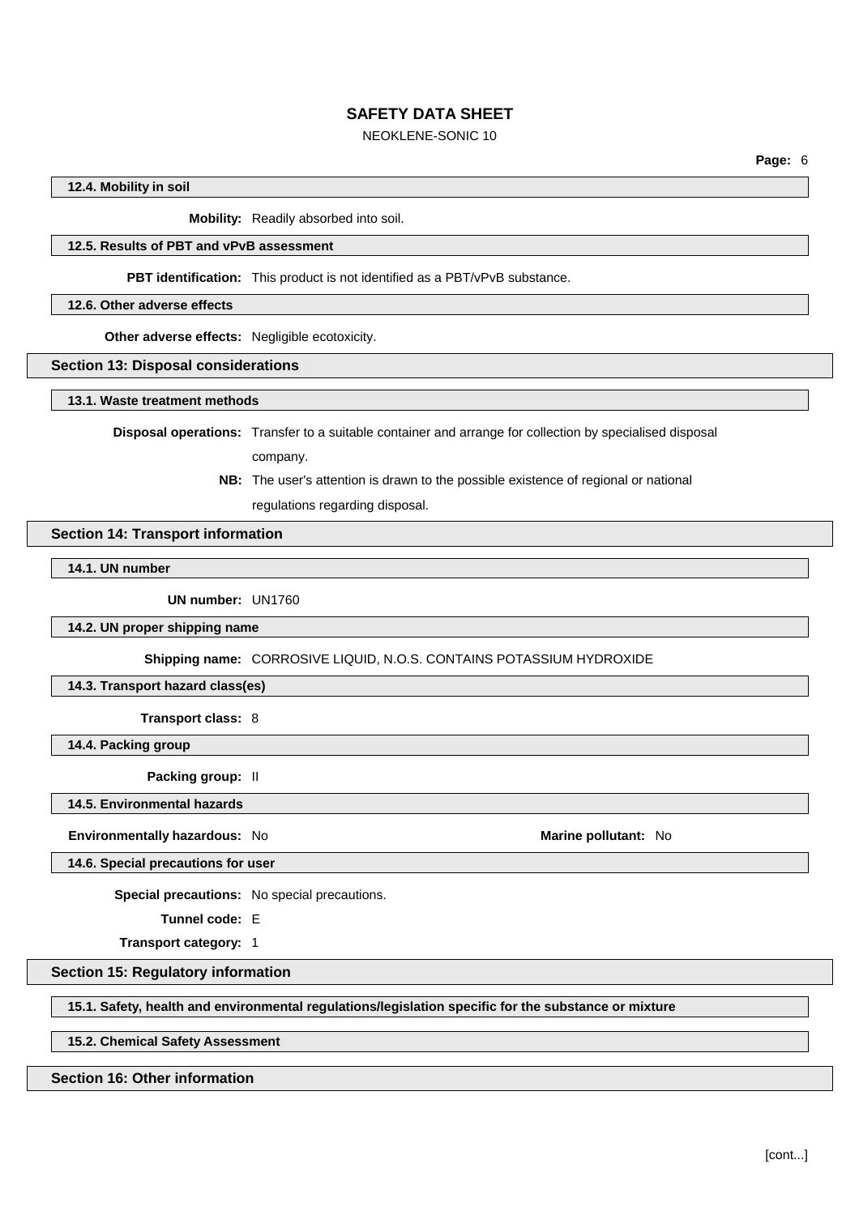### 12.4. Mobility in soil

**Mobility:** Readily absorbed into soil.

### 12.5. Results of PBT and vPvB assessment

**PBT identification:** This product is not identified as a PBT/vPvB substance.

### 12.6. Other adverse effects

**Other adverse effects:** Negligible ecotoxicity.

## Section 13: Disposal considerations

### 13.1. Waste treatment methods

**Disposal operations:** Transfer to a suitable container and arrange for collection by specialised disposal company.

**NB:** The user's attention is drawn to the possible existence of regional or national regulations regarding disposal.

## Section 14: Transport information

### 14.1. UN number

**UN number:** UN1760

### 14.2. UN proper shipping name

**Shipping name:** CORROSIVE LIQUID, N.O.S. CONTAINS POTASSIUM HYDROXIDE

### 14.3. Transport hazard class(es)

**Transport class:** 8

### 14.4. Packing group

**Packing group:** II

### 14.5. Environmental hazards

**Environmentally hazardous:** No    **Marine pollutant:** No

### 14.6. Special precautions for user

**Special precautions:** No special precautions.

**Tunnel code:** E

**Transport category:** 1

## Section 15: Regulatory information

### 15.1. Safety, health and environmental regulations/legislation specific for the substance or mixture

### 15.2. Chemical Safety Assessment

## Section 16: Other information

[cont...]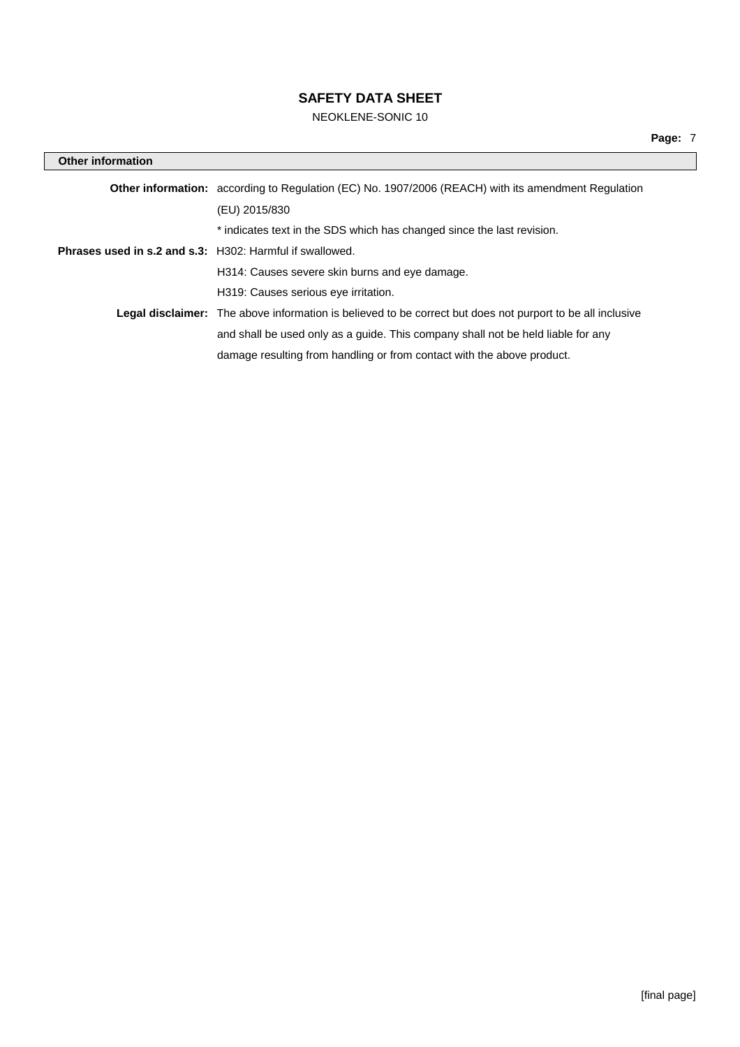## Other information

**Other information:** according to Regulation (EC) No. 1907/2006 (REACH) with its amendment Regulation (EU) 2015/830

\* indicates text in the SDS which has changed since the last revision.

**Phrases used in s.2 and s.3:** H302: Harmful if swallowed.

H314: Causes severe skin burns and eye damage.

H319: Causes serious eye irritation.

**Legal disclaimer:** The above information is believed to be correct but does not purport to be all inclusive and shall be used only as a guide. This company shall not be held liable for any damage resulting from handling or from contact with the above product.

[final page]